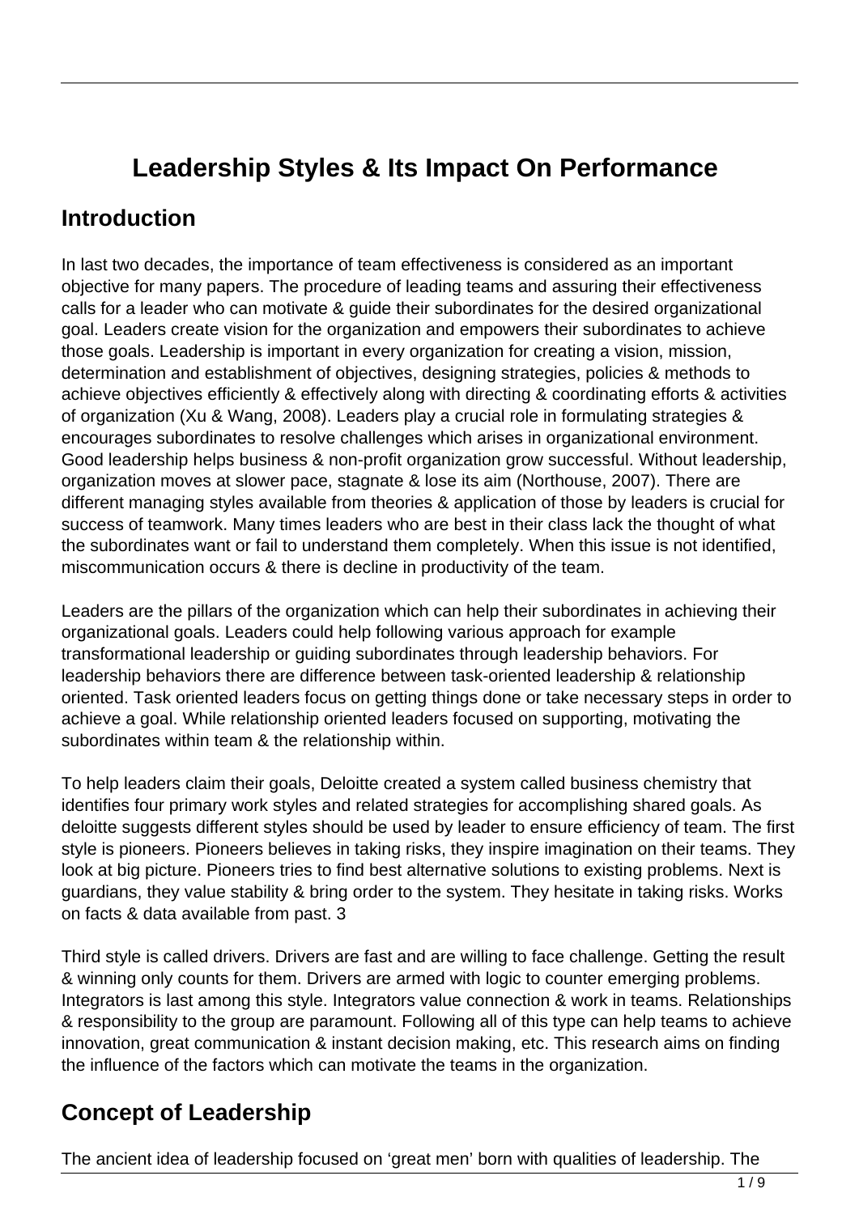# Leadership Styles & Its Impact On Performance

## Introduction

In last two decades, the importance of team effectiveness is considered as an important objective for many papers. The procedure of leading teams and assuring their effectiveness calls for a leader who can motivate & guide their subordinates for the desired organizational goal. Leaders create vision for the organization and empowers their subordinates to achieve those goals. Leadership is important in every organization for creating a vision, mission, determination and establishment of objectives, designing strategies, policies & methods to achieve objectives efficiently & effectively along with directing & coordinating efforts & activities of organization (Xu & Wang, 2008). Leaders play a crucial role in formulating strategies & encourages subordinates to resolve challenges which arises in organizational environment. Good leadership helps business & non-profit organization grow successful. Without leadership, organization moves at slower pace, stagnate & lose its aim (Northouse, 2007). There are different managing styles available from theories & application of those by leaders is crucial for success of teamwork. Many times leaders who are best in their class lack the thought of what the subordinates want or fail to understand them completely. When this issue is not identified, miscommunication occurs & there is decline in productivity of the team.

Leaders are the pillars of the organization which can help their subordinates in achieving their organizational goals. Leaders could help following various approach for example transformational leadership or guiding subordinates through leadership behaviors. For leadership behaviors there are difference between task-oriented leadership & relationship oriented. Task oriented leaders focus on getting things done or take necessary steps in order to achieve a goal. While relationship oriented leaders focused on supporting, motivating the subordinates within team & the relationship within.

To help leaders claim their goals, Deloitte created a system called business chemistry that identifies four primary work styles and related strategies for accomplishing shared goals. As deloitte suggests different styles should be used by leader to ensure efficiency of team. The first style is pioneers. Pioneers believes in taking risks, they inspire imagination on their teams. They look at big picture. Pioneers tries to find best alternative solutions to existing problems. Next is guardians, they value stability & bring order to the system. They hesitate in taking risks. Works on facts & data available from past. 3

Third style is called drivers. Drivers are fast and are willing to face challenge. Getting the result & winning only counts for them. Drivers are armed with logic to counter emerging problems. Integrators is last among this style. Integrators value connection & work in teams. Relationships & responsibility to the group are paramount. Following all of this type can help teams to achieve innovation, great communication & instant decision making, etc. This research aims on finding the influence of the factors which can motivate the teams in the organization.

## Concept of Leadership

The ancient idea of leadership focused on 'great men' born with qualities of leadership. The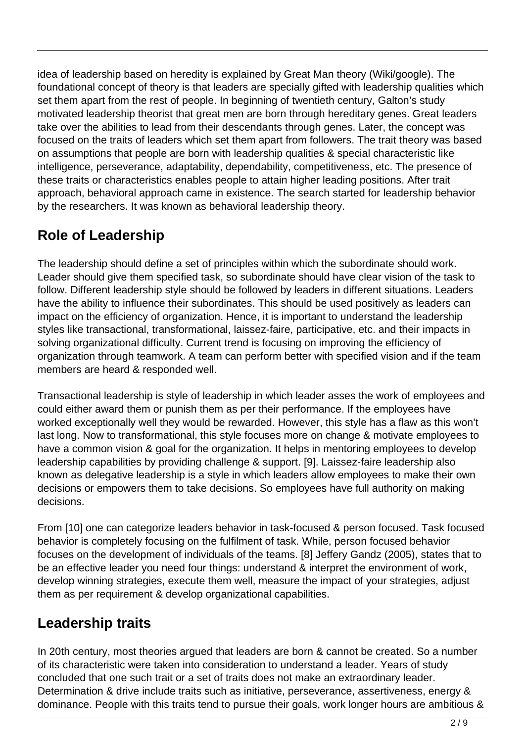idea of leadership based on heredity is explained by Great Man theory (Wiki/google). The foundational concept of theory is that leaders are specially gifted with leadership qualities which set them apart from the rest of people. In beginning of twentieth century, Galton's study motivated leadership theorist that great men are born through hereditary genes. Great leaders take over the abilities to lead from their descendants through genes. Later, the concept was focused on the traits of leaders which set them apart from followers. The trait theory was based on assumptions that people are born with leadership qualities & special characteristic like intelligence, perseverance, adaptability, dependability, competitiveness, etc. The presence of these traits or characteristics enables people to attain higher leading positions. After trait approach, behavioral approach came in existence. The search started for leadership behavior by the researchers. It was known as behavioral leadership theory.

## Role of Leadership

The leadership should define a set of principles within which the subordinate should work. Leader should give them specified task, so subordinate should have clear vision of the task to follow. Different leadership style should be followed by leaders in different situations. Leaders have the ability to influence their subordinates. This should be used positively as leaders can impact on the efficiency of organization. Hence, it is important to understand the leadership styles like transactional, transformational, laissez-faire, participative, etc. and their impacts in solving organizational difficulty. Current trend is focusing on improving the efficiency of organization through teamwork. A team can perform better with specified vision and if the team members are heard & responded well.

Transactional leadership is style of leadership in which leader asses the work of employees and could either award them or punish them as per their performance. If the employees have worked exceptionally well they would be rewarded. However, this style has a flaw as this won't last long. Now to transformational, this style focuses more on change & motivate employees to have a common vision & goal for the organization. It helps in mentoring employees to develop leadership capabilities by providing challenge & support. [9]. Laissez-faire leadership also known as delegative leadership is a style in which leaders allow employees to make their own decisions or empowers them to take decisions. So employees have full authority on making decisions.

From [10] one can categorize leaders behavior in task-focused & person focused. Task focused behavior is completely focusing on the fulfilment of task. While, person focused behavior focuses on the development of individuals of the teams. [8] Jeffery Gandz (2005), states that to be an effective leader you need four things: understand & interpret the environment of work, develop winning strategies, execute them well, measure the impact of your strategies, adjust them as per requirement & develop organizational capabilities.

## Leadership traits

In 20th century, most theories argued that leaders are born & cannot be created. So a number of its characteristic were taken into consideration to understand a leader. Years of study concluded that one such trait or a set of traits does not make an extraordinary leader. Determination & drive include traits such as initiative, perseverance, assertiveness, energy & dominance. People with this traits tend to pursue their goals, work longer hours are ambitious &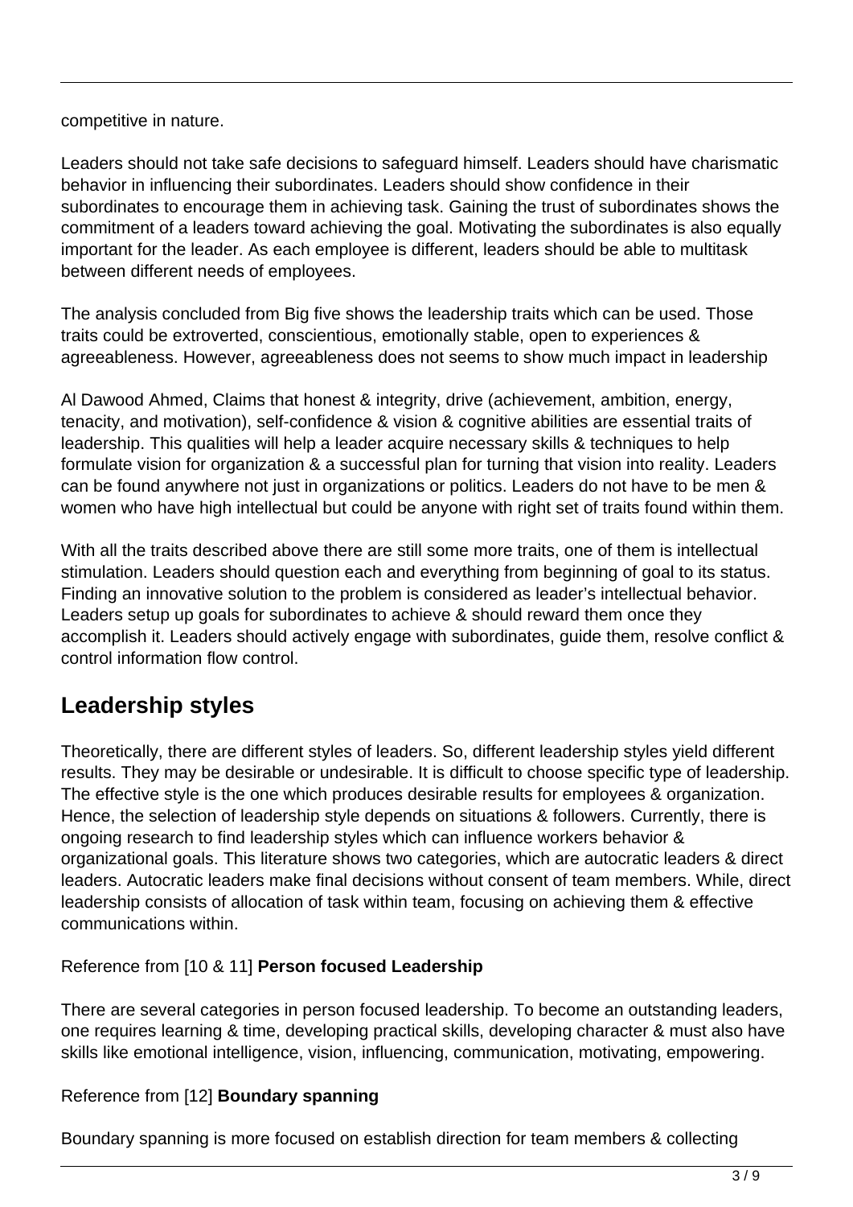competitive in nature.

Leaders should not take safe decisions to safeguard himself. Leaders should have charismatic behavior in influencing their subordinates. Leaders should show confidence in their subordinates to encourage them in achieving task. Gaining the trust of subordinates shows the commitment of a leaders toward achieving the goal. Motivating the subordinates is also equally important for the leader. As each employee is different, leaders should be able to multitask between different needs of employees.

The analysis concluded from Big five shows the leadership traits which can be used. Those traits could be extroverted, conscientious, emotionally stable, open to experiences & agreeableness. However, agreeableness does not seems to show much impact in leadership

Al Dawood Ahmed, Claims that honest & integrity, drive (achievement, ambition, energy, tenacity, and motivation), self-confidence & vision & cognitive abilities are essential traits of leadership. This qualities will help a leader acquire necessary skills & techniques to help formulate vision for organization & a successful plan for turning that vision into reality. Leaders can be found anywhere not just in organizations or politics. Leaders do not have to be men & women who have high intellectual but could be anyone with right set of traits found within them.

With all the traits described above there are still some more traits, one of them is intellectual stimulation. Leaders should question each and everything from beginning of goal to its status. Finding an innovative solution to the problem is considered as leader's intellectual behavior. Leaders setup up goals for subordinates to achieve & should reward them once they accomplish it. Leaders should actively engage with subordinates, guide them, resolve conflict & control information flow control.

## Leadership styles

Theoretically, there are different styles of leaders. So, different leadership styles yield different results. They may be desirable or undesirable. It is difficult to choose specific type of leadership. The effective style is the one which produces desirable results for employees & organization. Hence, the selection of leadership style depends on situations & followers. Currently, there is ongoing research to find leadership styles which can influence workers behavior & organizational goals. This literature shows two categories, which are autocratic leaders & direct leaders. Autocratic leaders make final decisions without consent of team members. While, direct leadership consists of allocation of task within team, focusing on achieving them & effective communications within.

Reference from [10 & 11] **Person focused Leadership**

There are several categories in person focused leadership. To become an outstanding leaders, one requires learning & time, developing practical skills, developing character & must also have skills like emotional intelligence, vision, influencing, communication, motivating, empowering.

Reference from [12] **Boundary spanning**

Boundary spanning is more focused on establish direction for team members & collecting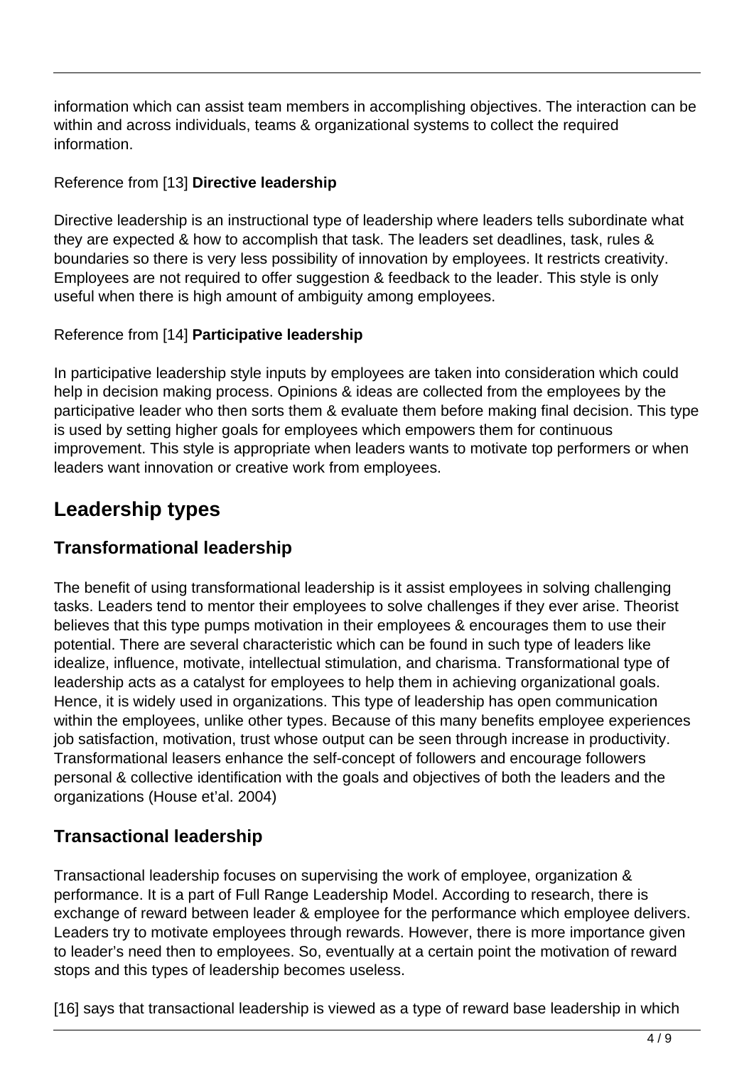information which can assist team members in accomplishing objectives. The interaction can be within and across individuals, teams & organizational systems to collect the required information.

Reference from [13] **Directive leadership**

Directive leadership is an instructional type of leadership where leaders tells subordinate what they are expected & how to accomplish that task. The leaders set deadlines, task, rules & boundaries so there is very less possibility of innovation by employees. It restricts creativity. Employees are not required to offer suggestion & feedback to the leader. This style is only useful when there is high amount of ambiguity among employees.

Reference from [14] **Participative leadership**

In participative leadership style inputs by employees are taken into consideration which could help in decision making process. Opinions & ideas are collected from the employees by the participative leader who then sorts them & evaluate them before making final decision. This type is used by setting higher goals for employees which empowers them for continuous improvement. This style is appropriate when leaders wants to motivate top performers or when leaders want innovation or creative work from employees.

## Leadership types

### Transformational leadership

The benefit of using transformational leadership is it assist employees in solving challenging tasks. Leaders tend to mentor their employees to solve challenges if they ever arise. Theorist believes that this type pumps motivation in their employees & encourages them to use their potential. There are several characteristic which can be found in such type of leaders like idealize, influence, motivate, intellectual stimulation, and charisma. Transformational type of leadership acts as a catalyst for employees to help them in achieving organizational goals. Hence, it is widely used in organizations. This type of leadership has open communication within the employees, unlike other types. Because of this many benefits employee experiences job satisfaction, motivation, trust whose output can be seen through increase in productivity. Transformational leasers enhance the self-concept of followers and encourage followers personal & collective identification with the goals and objectives of both the leaders and the organizations (House et'al. 2004)

### Transactional leadership

Transactional leadership focuses on supervising the work of employee, organization & performance. It is a part of Full Range Leadership Model. According to research, there is exchange of reward between leader & employee for the performance which employee delivers. Leaders try to motivate employees through rewards. However, there is more importance given to leader's need then to employees. So, eventually at a certain point the motivation of reward stops and this types of leadership becomes useless.

[16] says that transactional leadership is viewed as a type of reward base leadership in which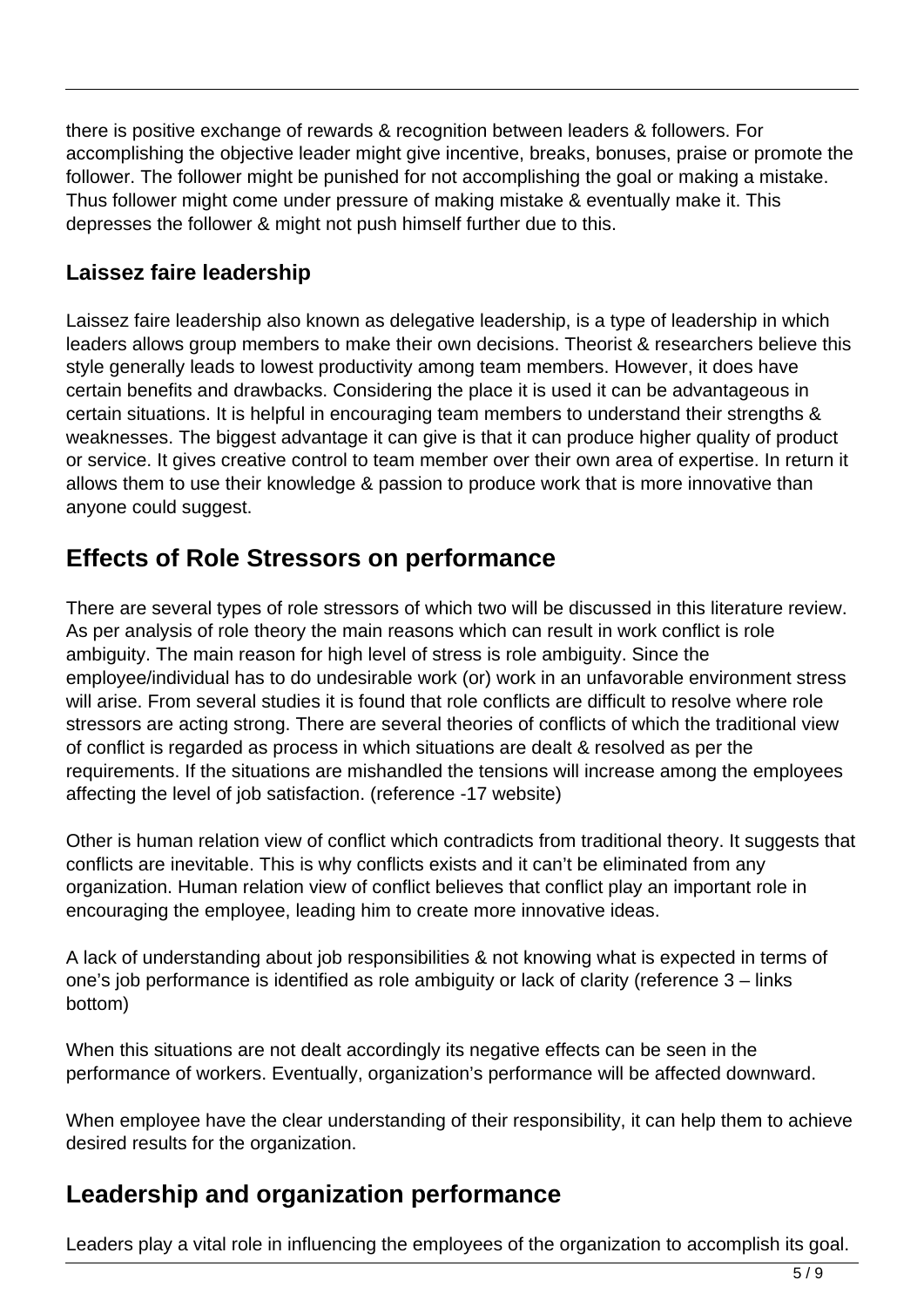there is positive exchange of rewards & recognition between leaders & followers. For accomplishing the objective leader might give incentive, breaks, bonuses, praise or promote the follower. The follower might be punished for not accomplishing the goal or making a mistake. Thus follower might come under pressure of making mistake & eventually make it. This depresses the follower & might not push himself further due to this.

### Laissez faire leadership

Laissez faire leadership also known as delegative leadership, is a type of leadership in which leaders allows group members to make their own decisions. Theorist & researchers believe this style generally leads to lowest productivity among team members. However, it does have certain benefits and drawbacks. Considering the place it is used it can be advantageous in certain situations. It is helpful in encouraging team members to understand their strengths & weaknesses. The biggest advantage it can give is that it can produce higher quality of product or service. It gives creative control to team member over their own area of expertise. In return it allows them to use their knowledge & passion to produce work that is more innovative than anyone could suggest.

## Effects of Role Stressors on performance

There are several types of role stressors of which two will be discussed in this literature review. As per analysis of role theory the main reasons which can result in work conflict is role ambiguity. The main reason for high level of stress is role ambiguity. Since the employee/individual has to do undesirable work (or) work in an unfavorable environment stress will arise. From several studies it is found that role conflicts are difficult to resolve where role stressors are acting strong. There are several theories of conflicts of which the traditional view of conflict is regarded as process in which situations are dealt & resolved as per the requirements. If the situations are mishandled the tensions will increase among the employees affecting the level of job satisfaction. (reference -17 website)

Other is human relation view of conflict which contradicts from traditional theory. It suggests that conflicts are inevitable. This is why conflicts exists and it can't be eliminated from any organization. Human relation view of conflict believes that conflict play an important role in encouraging the employee, leading him to create more innovative ideas.

A lack of understanding about job responsibilities & not knowing what is expected in terms of one's job performance is identified as role ambiguity or lack of clarity (reference 3 – links bottom)

When this situations are not dealt accordingly its negative effects can be seen in the performance of workers. Eventually, organization's performance will be affected downward.

When employee have the clear understanding of their responsibility, it can help them to achieve desired results for the organization.

## Leadership and organization performance

Leaders play a vital role in influencing the employees of the organization to accomplish its goal.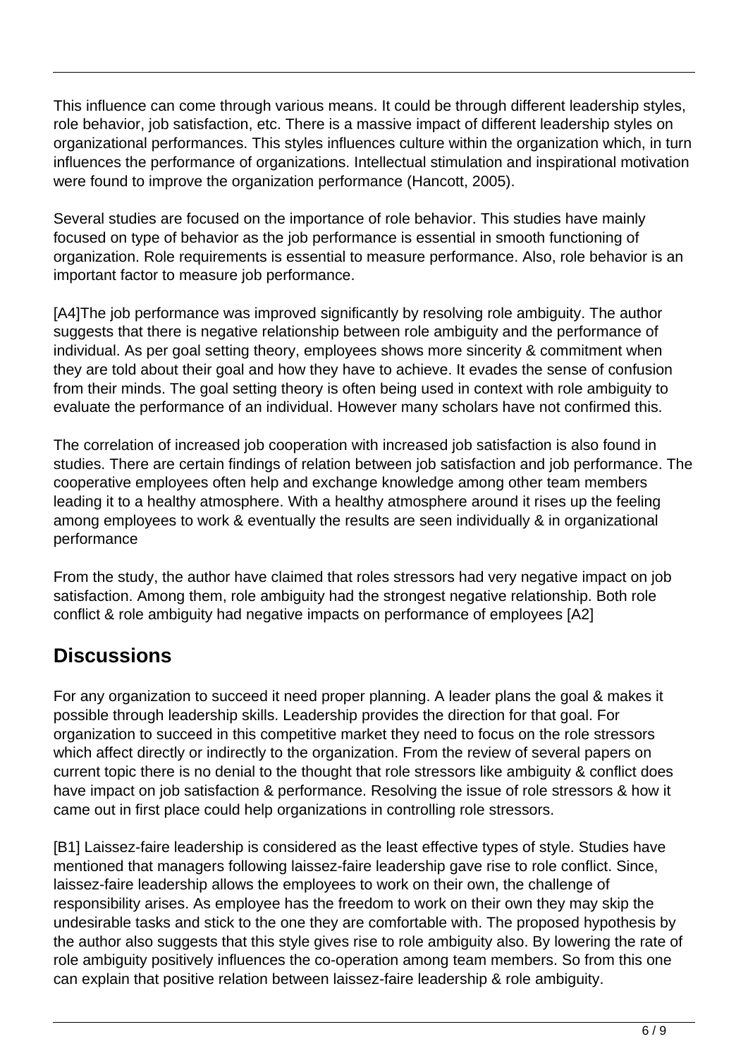This influence can come through various means. It could be through different leadership styles, role behavior, job satisfaction, etc. There is a massive impact of different leadership styles on organizational performances. This styles influences culture within the organization which, in turn influences the performance of organizations. Intellectual stimulation and inspirational motivation were found to improve the organization performance (Hancott, 2005).

Several studies are focused on the importance of role behavior. This studies have mainly focused on type of behavior as the job performance is essential in smooth functioning of organization. Role requirements is essential to measure performance. Also, role behavior is an important factor to measure job performance.

[A4]The job performance was improved significantly by resolving role ambiguity. The author suggests that there is negative relationship between role ambiguity and the performance of individual. As per goal setting theory, employees shows more sincerity & commitment when they are told about their goal and how they have to achieve. It evades the sense of confusion from their minds. The goal setting theory is often being used in context with role ambiguity to evaluate the performance of an individual. However many scholars have not confirmed this.

The correlation of increased job cooperation with increased job satisfaction is also found in studies. There are certain findings of relation between job satisfaction and job performance. The cooperative employees often help and exchange knowledge among other team members leading it to a healthy atmosphere. With a healthy atmosphere around it rises up the feeling among employees to work & eventually the results are seen individually & in organizational performance

From the study, the author have claimed that roles stressors had very negative impact on job satisfaction. Among them, role ambiguity had the strongest negative relationship. Both role conflict & role ambiguity had negative impacts on performance of employees [A2]

## Discussions

For any organization to succeed it need proper planning. A leader plans the goal & makes it possible through leadership skills. Leadership provides the direction for that goal. For organization to succeed in this competitive market they need to focus on the role stressors which affect directly or indirectly to the organization. From the review of several papers on current topic there is no denial to the thought that role stressors like ambiguity & conflict does have impact on job satisfaction & performance. Resolving the issue of role stressors & how it came out in first place could help organizations in controlling role stressors.

[B1] Laissez-faire leadership is considered as the least effective types of style. Studies have mentioned that managers following laissez-faire leadership gave rise to role conflict. Since, laissez-faire leadership allows the employees to work on their own, the challenge of responsibility arises. As employee has the freedom to work on their own they may skip the undesirable tasks and stick to the one they are comfortable with. The proposed hypothesis by the author also suggests that this style gives rise to role ambiguity also. By lowering the rate of role ambiguity positively influences the co-operation among team members. So from this one can explain that positive relation between laissez-faire leadership & role ambiguity.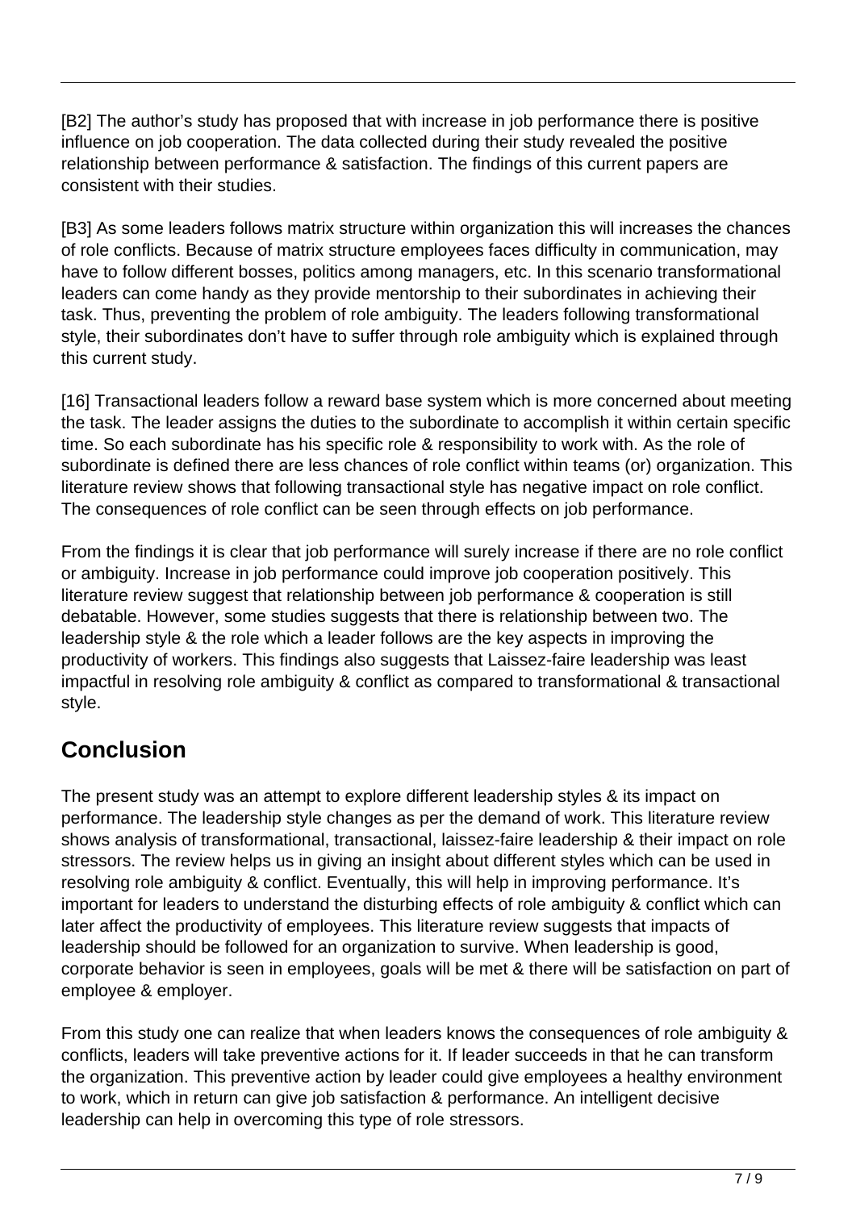[B2] The author's study has proposed that with increase in job performance there is positive influence on job cooperation. The data collected during their study revealed the positive relationship between performance & satisfaction. The findings of this current papers are consistent with their studies.

[B3] As some leaders follows matrix structure within organization this will increases the chances of role conflicts. Because of matrix structure employees faces difficulty in communication, may have to follow different bosses, politics among managers, etc. In this scenario transformational leaders can come handy as they provide mentorship to their subordinates in achieving their task. Thus, preventing the problem of role ambiguity. The leaders following transformational style, their subordinates don't have to suffer through role ambiguity which is explained through this current study.

[16] Transactional leaders follow a reward base system which is more concerned about meeting the task. The leader assigns the duties to the subordinate to accomplish it within certain specific time. So each subordinate has his specific role & responsibility to work with. As the role of subordinate is defined there are less chances of role conflict within teams (or) organization. This literature review shows that following transactional style has negative impact on role conflict. The consequences of role conflict can be seen through effects on job performance.

From the findings it is clear that job performance will surely increase if there are no role conflict or ambiguity. Increase in job performance could improve job cooperation positively. This literature review suggest that relationship between job performance & cooperation is still debatable. However, some studies suggests that there is relationship between two. The leadership style & the role which a leader follows are the key aspects in improving the productivity of workers. This findings also suggests that Laissez-faire leadership was least impactful in resolving role ambiguity & conflict as compared to transformational & transactional style.

## Conclusion

The present study was an attempt to explore different leadership styles & its impact on performance. The leadership style changes as per the demand of work. This literature review shows analysis of transformational, transactional, laissez-faire leadership & their impact on role stressors. The review helps us in giving an insight about different styles which can be used in resolving role ambiguity & conflict. Eventually, this will help in improving performance. It's important for leaders to understand the disturbing effects of role ambiguity & conflict which can later affect the productivity of employees. This literature review suggests that impacts of leadership should be followed for an organization to survive. When leadership is good, corporate behavior is seen in employees, goals will be met & there will be satisfaction on part of employee & employer.

From this study one can realize that when leaders knows the consequences of role ambiguity & conflicts, leaders will take preventive actions for it. If leader succeeds in that he can transform the organization. This preventive action by leader could give employees a healthy environment to work, which in return can give job satisfaction & performance. An intelligent decisive leadership can help in overcoming this type of role stressors.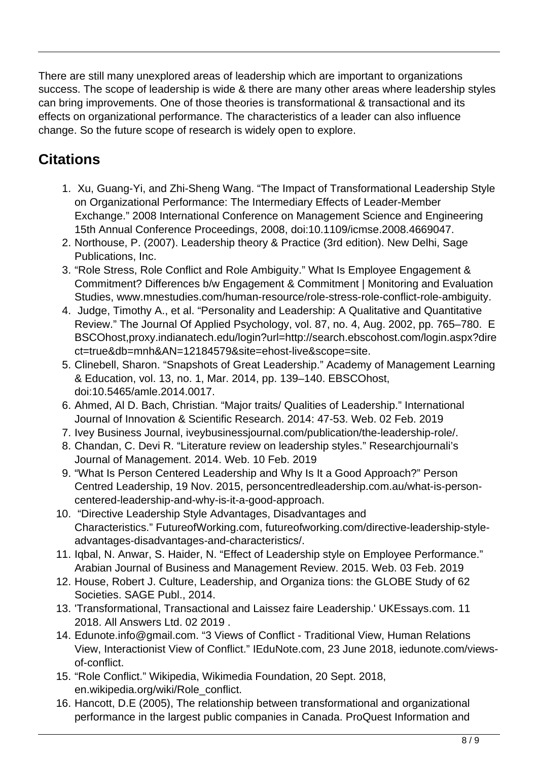There are still many unexplored areas of leadership which are important to organizations success. The scope of leadership is wide & there are many other areas where leadership styles can bring improvements. One of those theories is transformational & transactional and its effects on organizational performance. The characteristics of a leader can also influence change. So the future scope of research is widely open to explore.

## Citations

1. Xu, Guang-Yi, and Zhi-Sheng Wang. “The Impact of Transformational Leadership Style on Organizational Performance: The Intermediary Effects of Leader-Member Exchange.” 2008 International Conference on Management Science and Engineering 15th Annual Conference Proceedings, 2008, doi:10.1109/icmse.2008.4669047.
2. Northouse, P. (2007). Leadership theory & Practice (3rd edition). New Delhi, Sage Publications, Inc.
3. “Role Stress, Role Conflict and Role Ambiguity.” What Is Employee Engagement & Commitment? Differences b/w Engagement & Commitment | Monitoring and Evaluation Studies, www.mnestudies.com/human-resource/role-stress-role-conflict-role-ambiguity.
4. Judge, Timothy A., et al. “Personality and Leadership: A Qualitative and Quantitative Review.” The Journal Of Applied Psychology, vol. 87, no. 4, Aug. 2002, pp. 765–780. EBSCOhost,proxy.indianatech.edu/login?url=http://search.ebscohost.com/login.aspx?direct=true&db=mnh&AN=12184579&site=ehost-live&scope=site.
5. Clinebell, Sharon. “Snapshots of Great Leadership.” Academy of Management Learning & Education, vol. 13, no. 1, Mar. 2014, pp. 139–140. EBSCOhost, doi:10.5465/amle.2014.0017.
6. Ahmed, Al D. Bach, Christian. “Major traits/ Qualities of Leadership.” International Journal of Innovation & Scientific Research. 2014: 47-53. Web. 02 Feb. 2019
7. Ivey Business Journal, iveybusinessjournal.com/publication/the-leadership-role/.
8. Chandan, C. Devi R. “Literature review on leadership styles.” Researchjournali’s Journal of Management. 2014. Web. 10 Feb. 2019
9. “What Is Person Centered Leadership and Why Is It a Good Approach?” Person Centred Leadership, 19 Nov. 2015, personcentredleadership.com.au/what-is-person-centered-leadership-and-why-is-it-a-good-approach.
10. “Directive Leadership Style Advantages, Disadvantages and Characteristics.” FutureofWorking.com, futureofworking.com/directive-leadership-style-advantages-disadvantages-and-characteristics/.
11. Iqbal, N. Anwar, S. Haider, N. “Effect of Leadership style on Employee Performance.” Arabian Journal of Business and Management Review. 2015. Web. 03 Feb. 2019
12. House, Robert J. Culture, Leadership, and Organiza tions: the GLOBE Study of 62 Societies. SAGE Publ., 2014.
13. 'Transformational, Transactional and Laissez faire Leadership.' UKEssays.com. 11 2018. All Answers Ltd. 02 2019 .
14. Edunote.info@gmail.com. “3 Views of Conflict - Traditional View, Human Relations View, Interactionist View of Conflict.” IEduNote.com, 23 June 2018, iedunote.com/views-of-conflict.
15. “Role Conflict.” Wikipedia, Wikimedia Foundation, 20 Sept. 2018, en.wikipedia.org/wiki/Role_conflict.
16. Hancott, D.E (2005), The relationship between transformational and organizational performance in the largest public companies in Canada. ProQuest Information and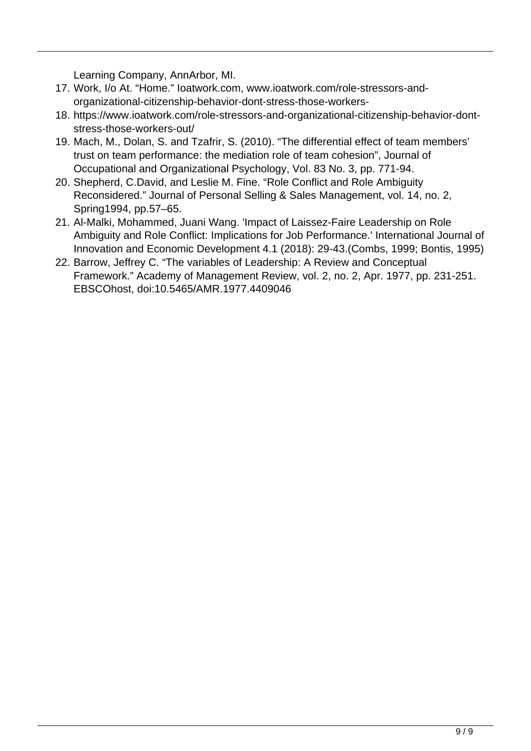Learning Company, AnnArbor, MI.

17. Work, I/o At. “Home.” Ioatwork.com, www.ioatwork.com/role-stressors-and-organizational-citizenship-behavior-dont-stress-those-workers-
18. https://www.ioatwork.com/role-stressors-and-organizational-citizenship-behavior-dont-stress-those-workers-out/
19. Mach, M., Dolan, S. and Tzafrir, S. (2010). “The differential effect of team members' trust on team performance: the mediation role of team cohesion”, Journal of Occupational and Organizational Psychology, Vol. 83 No. 3, pp. 771-94.
20. Shepherd, C.David, and Leslie M. Fine. “Role Conflict and Role Ambiguity Reconsidered.” Journal of Personal Selling & Sales Management, vol. 14, no. 2, Spring1994, pp.57–65.
21. Al-Malki, Mohammed, Juani Wang. 'Impact of Laissez-Faire Leadership on Role Ambiguity and Role Conflict: Implications for Job Performance.' International Journal of Innovation and Economic Development 4.1 (2018): 29-43.(Combs, 1999; Bontis, 1995)
22. Barrow, Jeffrey C. “The variables of Leadership: A Review and Conceptual Framework.” Academy of Management Review, vol. 2, no. 2, Apr. 1977, pp. 231-251. EBSCOhost, doi:10.5465/AMR.1977.4409046